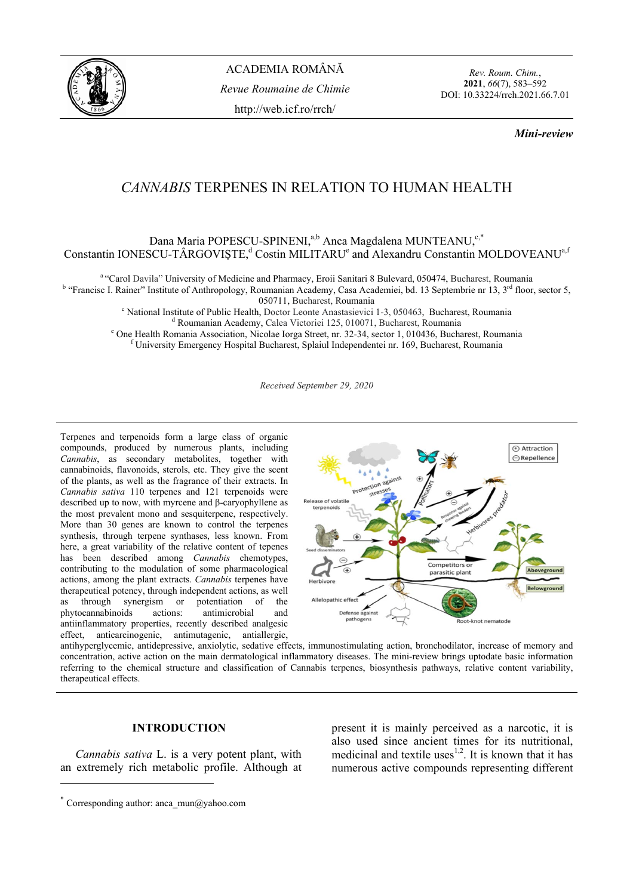ACADEMIA ROMÂNĂ

*Revue Roumaine de Chimie*

http://web.icf.ro/rrch/

*Rev. Roum. Chim.*, **2021**, *66*(7), 583–592
DOI: 10.33224/rrch.2021.66.7.01

***Mini-review***

# *CANNABIS* TERPENES IN RELATION TO HUMAN HEALTH

Dana Maria POPESCU-SPINENI,[a,b] Anca Magdalena MUNTEANU,[c,*] Constantin IONESCU-TÂRGOVIŞTE,[d] Costin MILITARU[e] and Alexandru Constantin MOLDOVEANU[a,f]

[a] "Carol Davila" University of Medicine and Pharmacy, Eroii Sanitari 8 Bulevard, 050474, Bucharest, Roumania
[b] "Francisc I. Rainer" Institute of Anthropology, Roumanian Academy, Casa Academiei, bd. 13 Septembrie nr 13, 3rd floor, sector 5, 050711, Bucharest, Roumania
[c] National Institute of Public Health, Doctor Leonte Anastasievici 1-3, 050463, Bucharest, Roumania
[d] Roumanian Academy, Calea Victoriei 125, 010071, Bucharest, Roumania
[e] One Health Romania Association, Nicolae Iorga Street, nr. 32-34, sector 1, 010436, Bucharest, Roumania
[f] University Emergency Hospital Bucharest, Splaiul Independentei nr. 169, Bucharest, Roumania

*Received September 29, 2020*

Terpenes and terpenoids form a large class of organic compounds, produced by numerous plants, including *Cannabis*, as secondary metabolites, together with cannabinoids, flavonoids, sterols, etc. They give the scent of the plants, as well as the fragrance of their extracts. In *Cannabis sativa* 110 terpenes and 121 terpenoids were described up to now, with myrcene and β-caryophyllene as the most prevalent mono and sesquiterpene, respectively. More than 30 genes are known to control the terpenes synthesis, through terpene synthases, less known. From here, a great variability of the relative content of tepenes has been described among *Cannabis* chemotypes, contributing to the modulation of some pharmacological actions, among the plant extracts. *Cannabis* terpenes have therapeutical potency, through independent actions, as well as through synergism or potentiation of the phytocannabinoids actions: antimicrobial and antiinflammatory properties, recently described analgesic effect, anticarcinogenic, antimutagenic, antiallergic, antihyperglycemic, antidepressive, anxiolytic, sedative effects, immunostimulating action, bronchodilator, increase of memory and concentration, active action on the main dermatological inflammatory diseases. The mini-review brings uptodate basic information referring to the chemical structure and classification of Cannabis terpenes, biosynthesis pathways, relative content variability, therapeutical effects.

## INTRODUCTION

*Cannabis sativa* L. is a very potent plant, with an extremely rich metabolic profile. Although at present it is mainly perceived as a narcotic, it is also used since ancient times for its nutritional, medicinal and textile uses[1,2]. It is known that it has numerous active compounds representing different

[*] Corresponding author: anca_mun@yahoo.com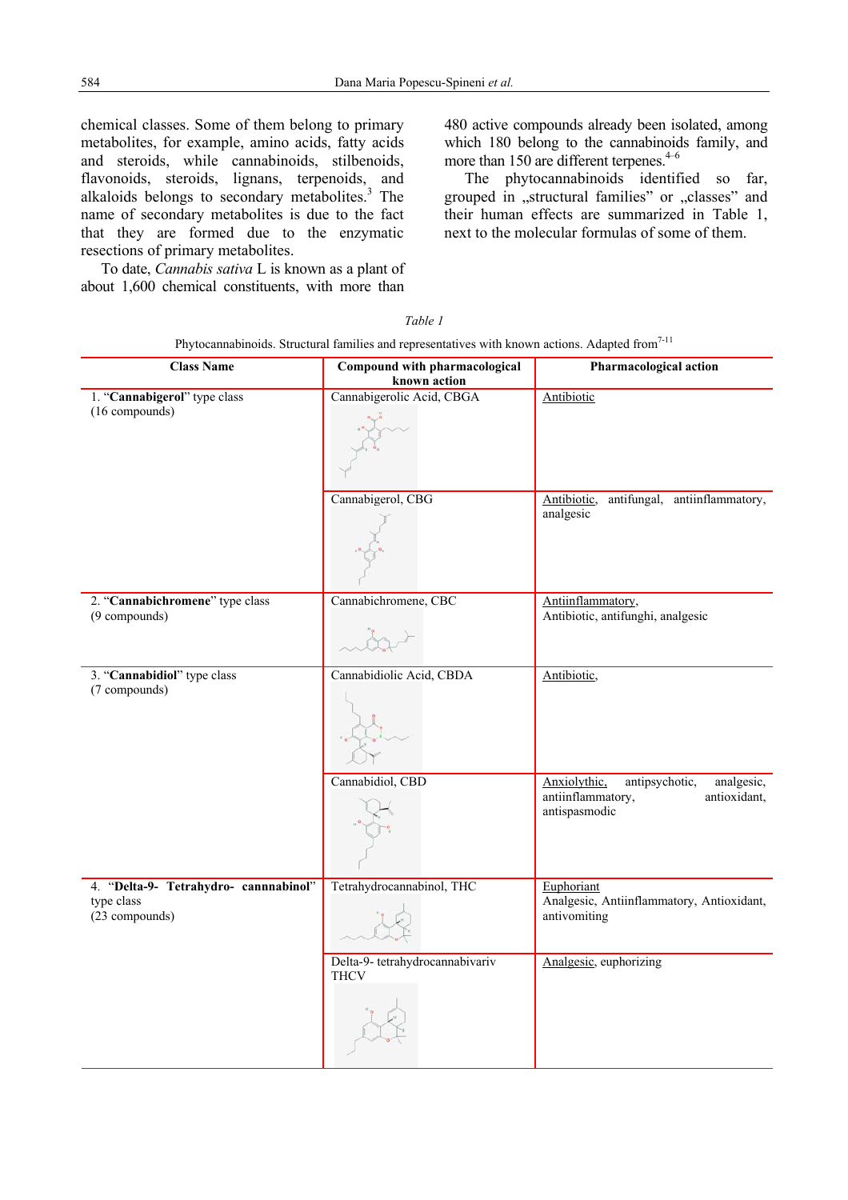chemical classes. Some of them belong to primary metabolites, for example, amino acids, fatty acids and steroids, while cannabinoids, stilbenoids, flavonoids, steroids, lignans, terpenoids, and alkaloids belongs to secondary metabolites.[3] The name of secondary metabolites is due to the fact that they are formed due to the enzymatic resections of primary metabolites.

To date, *Cannabis sativa* L is known as a plant of about 1,600 chemical constituents, with more than 480 active compounds already been isolated, among which 180 belong to the cannabinoids family, and more than 150 are different terpenes.[4–6]

The phytocannabinoids identified so far, grouped in „structural families" or „classes" and their human effects are summarized in Table 1, next to the molecular formulas of some of them.

*Table 1*

Phytocannabinoids. Structural families and representatives with known actions. Adapted from[7-11]

| Class Name | Compound with pharmacological known action | Pharmacological action |
|---|---|---|
| 1. "**Cannabigerol**" type class (16 compounds) | Cannabigerolic Acid, CBGA | Antibiotic |
| | Cannabigerol, CBG | Antibiotic, antifungal, antiinflammatory, analgesic |
| 2. "**Cannabichromene**" type class (9 compounds) | Cannabichromene, CBC | Antiinflammatory, Antibiotic, antifunghi, analgesic |
| 3. "**Cannabidiol**" type class (7 compounds) | Cannabidiolic Acid, CBDA | Antibiotic, |
| | Cannabidiol, CBD | Anxiolythic, antipsychotic, analgesic, antiinflammatory, antioxidant, antispasmodic |
| 4. "**Delta-9- Tetrahydro- cannnabinol**" type class (23 compounds) | Tetrahydrocannabinol, THC | Euphoriant Analgesic, Antiinflammatory, Antioxidant, antivomiting |
| | Delta-9- tetrahydrocannabivariv THCV | Analgesic, euphorizing |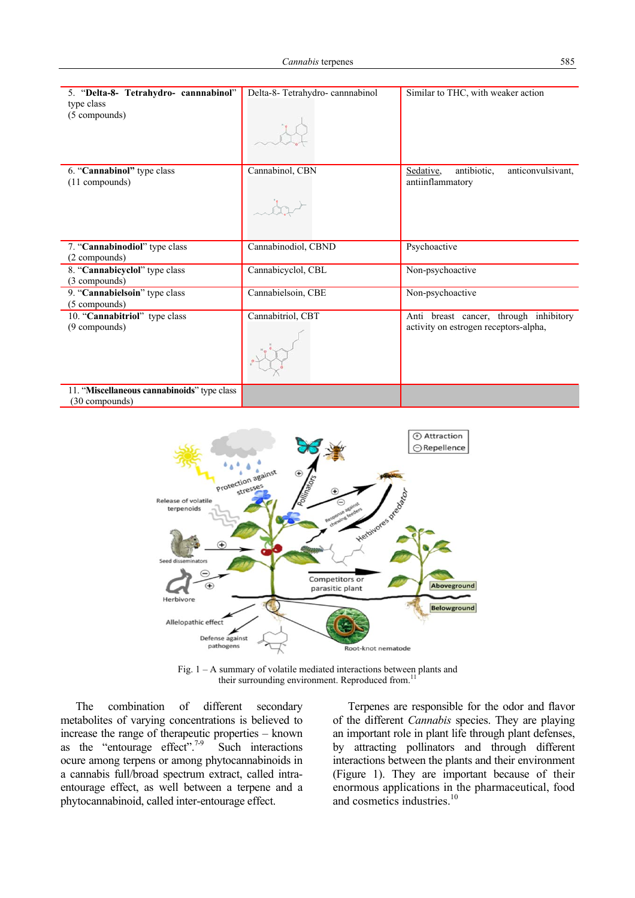| | | |
|---|---|---|
| 5. "**Delta-8- Tetrahydro- cannnabinol**" type class (5 compounds) | Delta-8- Tetrahydro- cannnabinol | Similar to THC, with weaker action |
| 6. "**Cannabinol**" type class (11 compounds) | Cannabinol, CBN | Sedative, antibiotic, anticonvulsivant, antiinflammatory |
| 7. "**Cannabinodiol**" type class (2 compounds) | Cannabinodiol, CBND | Psychoactive |
| 8. "**Cannabicyclol**" type class (3 compounds) | Cannabicyclol, CBL | Non-psychoactive |
| 9. "**Cannabielsoin**" type class (5 compounds) | Cannabielsoin, CBE | Non-psychoactive |
| 10. "**Cannabitriol**" type class (9 compounds) | Cannabitriol, CBT | Anti breast cancer, through inhibitory activity on estrogen receptors-alpha, |
| 11. "**Miscellaneous cannabinoids**" type class (30 compounds) | | |

Fig. 1 – A summary of volatile mediated interactions between plants and their surrounding environment. Reproduced from.[11]

The combination of different secondary metabolites of varying concentrations is believed to increase the range of therapeutic properties – known as the "entourage effect".[7-9] Such interactions ocure among terpens or among phytocannabinoids in a cannabis full/broad spectrum extract, called intra-entourage effect, as well between a terpene and a phytocannabinoid, called inter-entourage effect.

Terpenes are responsible for the odor and flavor of the different *Cannabis* species. They are playing an important role in plant life through plant defenses, by attracting pollinators and through different interactions between the plants and their environment (Figure 1). They are important because of their enormous applications in the pharmaceutical, food and cosmetics industries.[10]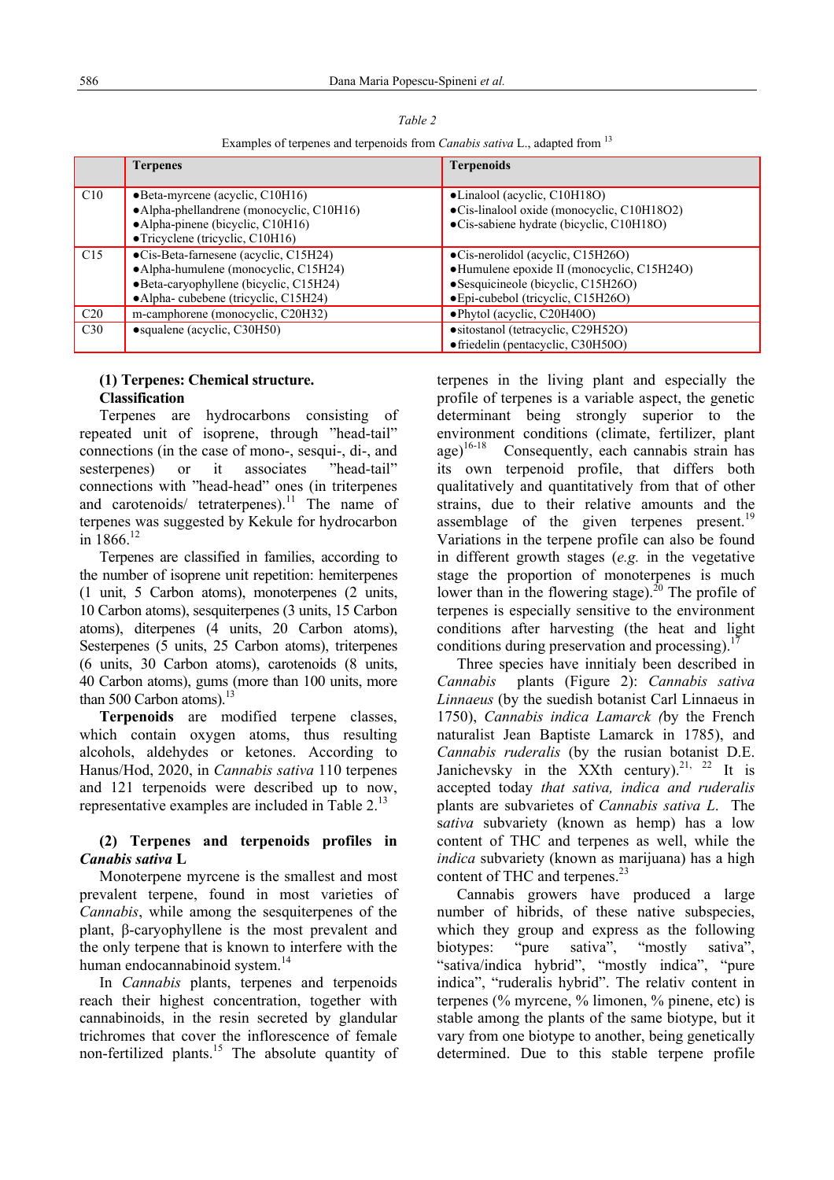*Table 2*

Examples of terpenes and terpenoids from *Canabis sativa* L., adapted from [13]

| | Terpenes | Terpenoids |
|---|---|---|
| C10 | •Beta-myrcene (acyclic, $C_{10}H_{16}$)<br>•Alpha-phellandrene (monocyclic, $C_{10}H_{16}$)<br>•Alpha-pinene (bicyclic, $C_{10}H_{16}$)<br>•Tricyclene (tricyclic, $C_{10}H_{16}$) | •Linalool (acyclic, $C_{10}H_{18}O$)<br>•Cis-linalool oxide (monocyclic, $C_{10}H_{18}O_2$)<br>•Cis-sabiene hydrate (bicyclic, $C_{10}H_{18}O$) |
| C15 | •Cis-Beta-farnesene (acyclic, $C_{15}H_{24}$)<br>•Alpha-humulene (monocyclic, $C_{15}H_{24}$)<br>•Beta-caryophyllene (bicyclic, $C_{15}H_{24}$)<br>•Alpha- cubebene (tricyclic, $C_{15}H_{24}$) | •Cis-nerolidol (acyclic, $C_{15}H_{26}O$)<br>•Humulene epoxide II (monocyclic, $C_{15}H_{24}O$)<br>•Sesquicineole (bicyclic, $C_{15}H_{26}O$)<br>•Epi-cubebol (tricyclic, $C_{15}H_{26}O$) |
| C20 | m-camphorene (monocyclic, $C_{20}H_{32}$) | •Phytol (acyclic, $C_{20}H_{40}O$) |
| C30 | •squalene (acyclic, $C_{30}H_{50}$) | •sitostanol (tetracyclic, $C_{29}H_{52}O$)<br>•friedelin (pentacyclic, $C_{30}H_{50}O$) |

**(1) Terpenes: Chemical structure. Classification**

Terpenes are hydrocarbons consisting of repeated unit of isoprene, through "head-tail" connections (in the case of mono-, sesqui-, di-, and sesterpenes) or it associates "head-tail" connections with "head-head" ones (in triterpenes and carotenoids/ tetraterpenes).[11] The name of terpenes was suggested by Kekule for hydrocarbon in 1866.[12]

Terpenes are classified in families, according to the number of isoprene unit repetition: hemiterpenes (1 unit, 5 Carbon atoms), monoterpenes (2 units, 10 Carbon atoms), sesquiterpenes (3 units, 15 Carbon atoms), diterpenes (4 units, 20 Carbon atoms), Sesterpenes (5 units, 25 Carbon atoms), triterpenes (6 units, 30 Carbon atoms), carotenoids (8 units, 40 Carbon atoms), gums (more than 100 units, more than 500 Carbon atoms).[13]

**Terpenoids** are modified terpene classes, which contain oxygen atoms, thus resulting alcohols, aldehydes or ketones. According to Hanus/Hod, 2020, in *Cannabis sativa* 110 terpenes and 121 terpenoids were described up to now, representative examples are included in Table 2.[13]

**(2) Terpenes and terpenoids profiles in *Canabis sativa* L**

Monoterpene myrcene is the smallest and most prevalent terpene, found in most varieties of *Cannabis*, while among the sesquiterpenes of the plant, β-caryophyllene is the most prevalent and the only terpene that is known to interfere with the human endocannabinoid system.[14]

In *Cannabis* plants, terpenes and terpenoids reach their highest concentration, together with cannabinoids, in the resin secreted by glandular trichromes that cover the inflorescence of female non-fertilized plants.[15] The absolute quantity of terpenes in the living plant and especially the profile of terpenes is a variable aspect, the genetic determinant being strongly superior to the environment conditions (climate, fertilizer, plant age)[16-18] Consequently, each cannabis strain has its own terpenoid profile, that differs both qualitatively and quantitatively from that of other strains, due to their relative amounts and the assemblage of the given terpenes present.[19] Variations in the terpene profile can also be found in different growth stages (*e.g.* in the vegetative stage the proportion of monoterpenes is much lower than in the flowering stage).[20] The profile of terpenes is especially sensitive to the environment conditions after harvesting (the heat and light conditions during preservation and processing).[17]

Three species have initialy been described in *Cannabis* plants (Figure 2): *Cannabis sativa Linnaeus* (by the suedish botanist Carl Linnaeus in 1750), *Cannabis indica Lamarck (*by the French naturalist Jean Baptiste Lamarck in 1785), and *Cannabis ruderalis* (by the rusian botanist D.E. Janichevsky in the XXth century).[21, 22] It is accepted today *that sativa, indica and ruderalis* plants are subvarietes of *Cannabis sativa L.* The *sativa* subvariety (known as hemp) has a low content of THC and terpenes as well, while the *indica* subvariety (known as marijuana) has a high content of THC and terpenes.[23]

Cannabis growers have produced a large number of hibrids, of these native subspecies, which they group and express as the following biotypes: "pure sativa", "mostly sativa", "sativa/indica hybrid", "mostly indica", "pure indica", "ruderalis hybrid". The relativ content in terpenes (% myrcene, % limonen, % pinene, etc) is stable among the plants of the same biotype, but it vary from one biotype to another, being genetically determined. Due to this stable terpene profile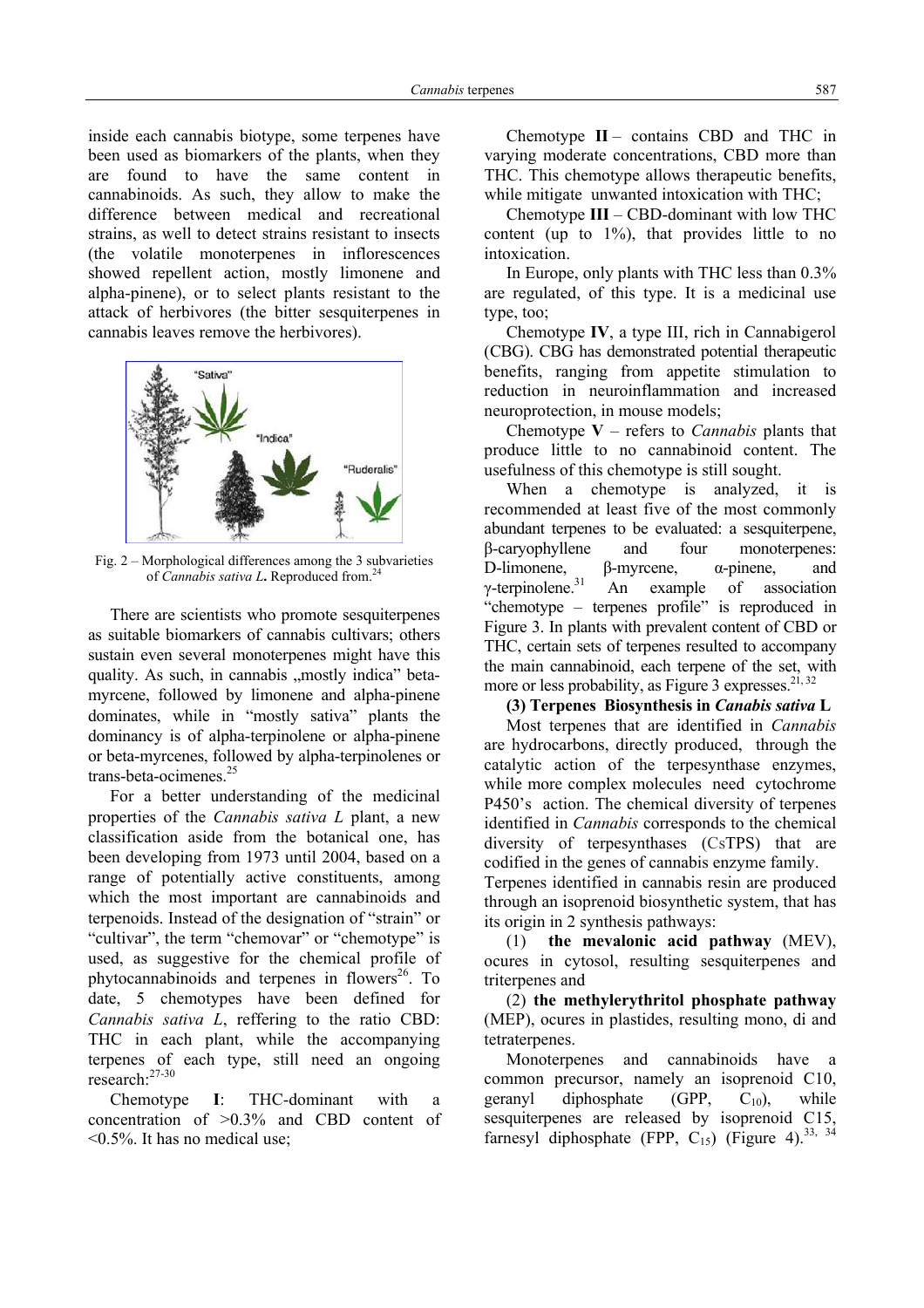inside each cannabis biotype, some terpenes have been used as biomarkers of the plants, when they are found to have the same content in cannabinoids. As such, they allow to make the difference between medical and recreational strains, as well to detect strains resistant to insects (the volatile monoterpenes in inflorescences showed repellent action, mostly limonene and alpha-pinene), or to select plants resistant to the attack of herbivores (the bitter sesquiterpenes in cannabis leaves remove the herbivores).

Fig. 2 – Morphological differences among the 3 subvarieties of *Cannabis sativa L***.** Reproduced from.[24]

There are scientists who promote sesquiterpenes as suitable biomarkers of cannabis cultivars; others sustain even several monoterpenes might have this quality. As such, in cannabis „mostly indica" beta-myrcene, followed by limonene and alpha-pinene dominates, while in "mostly sativa" plants the dominancy is of alpha-terpinolene or alpha-pinene or beta-myrcenes, followed by alpha-terpinolenes or trans-beta-ocimenes.[25]

For a better understanding of the medicinal properties of the *Cannabis sativa L* plant, a new classification aside from the botanical one, has been developing from 1973 until 2004, based on a range of potentially active constituents, among which the most important are cannabinoids and terpenoids. Instead of the designation of "strain" or "cultivar", the term "chemovar" or "chemotype" is used, as suggestive for the chemical profile of phytocannabinoids and terpenes in flowers[26]. To date, 5 chemotypes have been defined for *Cannabis sativa L*, reffering to the ratio CBD: THC in each plant, while the accompanying terpenes of each type, still need an ongoing research:[27-30]

Chemotype **I**: THC-dominant with a concentration of >0.3% and CBD content of <0.5%. It has no medical use;

Chemotype **II** – contains CBD and THC in varying moderate concentrations, CBD more than THC. This chemotype allows therapeutic benefits, while mitigate unwanted intoxication with THC;

Chemotype **III** – CBD-dominant with low THC content (up to 1%), that provides little to no intoxication.

In Europe, only plants with THC less than 0.3% are regulated, of this type. It is a medicinal use type, too;

Chemotype **IV**, a type III, rich in Cannabigerol (CBG). CBG has demonstrated potential therapeutic benefits, ranging from appetite stimulation to reduction in neuroinflammation and increased neuroprotection, in mouse models;

Chemotype **V** – refers to *Cannabis* plants that produce little to no cannabinoid content. The usefulness of this chemotype is still sought.

When a chemotype is analyzed, it is recommended at least five of the most commonly abundant terpenes to be evaluated: a sesquiterpene, β-caryophyllene and four monoterpenes: D-limonene, β-myrcene, α-pinene, and γ-terpinolene.[31] An example of association "chemotype – terpenes profile" is reproduced in Figure 3. In plants with prevalent content of CBD or THC, certain sets of terpenes resulted to accompany the main cannabinoid, each terpene of the set, with more or less probability, as Figure 3 expresses.[21, 32]

**(3) Terpenes Biosynthesis in *Canabis sativa* L**

Most terpenes that are identified in *Cannabis* are hydrocarbons, directly produced, through the catalytic action of the terpesynthase enzymes, while more complex molecules need cytochrome P450's action. The chemical diversity of terpenes identified in *Cannabis* corresponds to the chemical diversity of terpesynthases (CsTPS) that are codified in the genes of cannabis enzyme family. Terpenes identified in cannabis resin are produced through an isoprenoid biosynthetic system, that has its origin in 2 synthesis pathways:

(1) **the mevalonic acid pathway** (MEV), ocures in cytosol, resulting sesquiterpenes and triterpenes and

(2) **the methylerythritol phosphate pathway** (MEP), ocures in plastides, resulting mono, di and tetraterpenes.

Monoterpenes and cannabinoids have a common precursor, namely an isoprenoid C10, geranyl diphosphate (GPP, $C_{10}$), while sesquiterpenes are released by isoprenoid C15, farnesyl diphosphate (FPP, $C_{15}$) (Figure 4).[33, 34]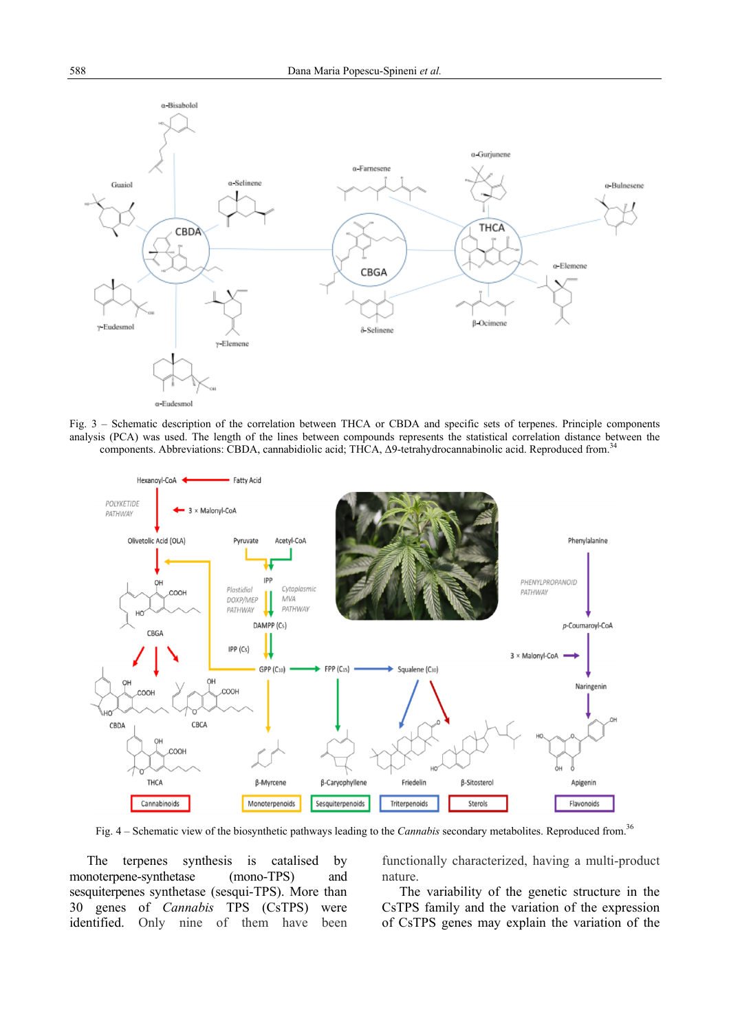Fig. 3 – Schematic description of the correlation between THCA or CBDA and specific sets of terpenes. Principle components analysis (PCA) was used. The length of the lines between compounds represents the statistical correlation distance between the components. Abbreviations: CBDA, cannabidiolic acid; THCA, Δ9-tetrahydrocannabinolic acid. Reproduced from.[34]

Fig. 4 – Schematic view of the biosynthetic pathways leading to the *Cannabis* secondary metabolites. Reproduced from.[36]

The terpenes synthesis is catalised by monoterpene-synthetase (mono-TPS) and sesquiterpenes synthetase (sesqui-TPS). More than 30 genes of *Cannabis* TPS (CsTPS) were identified. Only nine of them have been functionally characterized, having a multi-product nature.

The variability of the genetic structure in the CsTPS family and the variation of the expression of CsTPS genes may explain the variation of the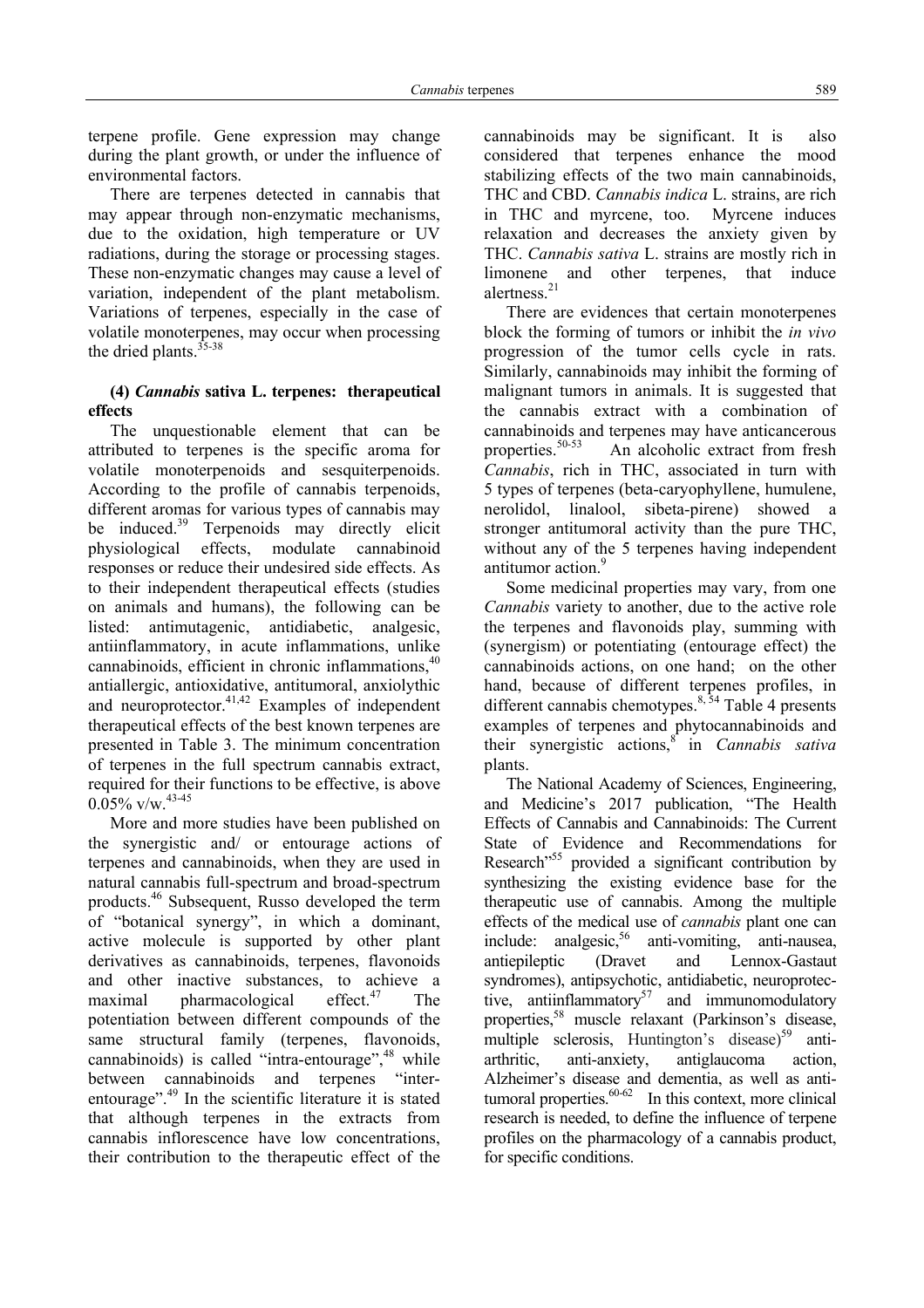terpene profile. Gene expression may change during the plant growth, or under the influence of environmental factors.

There are terpenes detected in cannabis that may appear through non-enzymatic mechanisms, due to the oxidation, high temperature or UV radiations, during the storage or processing stages. These non-enzymatic changes may cause a level of variation, independent of the plant metabolism. Variations of terpenes, especially in the case of volatile monoterpenes, may occur when processing the dried plants.[35-38]

### (4) *Cannabis* sativa L. terpenes: therapeutical effects

The unquestionable element that can be attributed to terpenes is the specific aroma for volatile monoterpenoids and sesquiterpenoids. According to the profile of cannabis terpenoids, different aromas for various types of cannabis may be induced.[39] Terpenoids may directly elicit physiological effects, modulate cannabinoid responses or reduce their undesired side effects. As to their independent therapeutical effects (studies on animals and humans), the following can be listed: antimutagenic, antidiabetic, analgesic, antiinflammatory, in acute inflammations, unlike cannabinoids, efficient in chronic inflammations,[40] antiallergic, antioxidative, antitumoral, anxiolythic and neuroprotector.[41,42] Examples of independent therapeutical effects of the best known terpenes are presented in Table 3. The minimum concentration of terpenes in the full spectrum cannabis extract, required for their functions to be effective, is above 0.05% v/w.[43-45]

More and more studies have been published on the synergistic and/ or entourage actions of terpenes and cannabinoids, when they are used in natural cannabis full-spectrum and broad-spectrum products.[46] Subsequent, Russo developed the term of "botanical synergy", in which a dominant, active molecule is supported by other plant derivatives as cannabinoids, terpenes, flavonoids and other inactive substances, to achieve a maximal pharmacological effect.[47] The potentiation between different compounds of the same structural family (terpenes, flavonoids, cannabinoids) is called "intra-entourage",[48] while between cannabinoids and terpenes "inter-entourage".[49] In the scientific literature it is stated that although terpenes in the extracts from cannabis inflorescence have low concentrations, their contribution to the therapeutic effect of the cannabinoids may be significant. It is also considered that terpenes enhance the mood stabilizing effects of the two main cannabinoids, THC and CBD. *Cannabis indica* L. strains, are rich in THC and myrcene, too. Myrcene induces relaxation and decreases the anxiety given by THC. *Cannabis sativa* L. strains are mostly rich in limonene and other terpenes, that induce alertness.[21]

There are evidences that certain monoterpenes block the forming of tumors or inhibit the *in vivo* progression of the tumor cells cycle in rats. Similarly, cannabinoids may inhibit the forming of malignant tumors in animals. It is suggested that the cannabis extract with a combination of cannabinoids and terpenes may have anticancerous properties.[50-53] An alcoholic extract from fresh *Cannabis*, rich in THC, associated in turn with 5 types of terpenes (beta-caryophyllene, humulene, nerolidol, linalool, sibeta-pirene) showed a stronger antitumoral activity than the pure THC, without any of the 5 terpenes having independent antitumor action.[9]

Some medicinal properties may vary, from one *Cannabis* variety to another, due to the active role the terpenes and flavonoids play, summing with (synergism) or potentiating (entourage effect) the cannabinoids actions, on one hand; on the other hand, because of different terpenes profiles, in different cannabis chemotypes.[8, 54] Table 4 presents examples of terpenes and phytocannabinoids and their synergistic actions,[8] in *Cannabis sativa* plants.

The National Academy of Sciences, Engineering, and Medicine's 2017 publication, "The Health Effects of Cannabis and Cannabinoids: The Current State of Evidence and Recommendations for Research"[55] provided a significant contribution by synthesizing the existing evidence base for the therapeutic use of cannabis. Among the multiple effects of the medical use of *cannabis* plant one can include: analgesic,[56] anti-vomiting, anti-nausea, antiepileptic (Dravet and Lennox-Gastaut syndromes), antipsychotic, antidiabetic, neuroprotective, antiinflammatory[57] and immunomodulatory properties,[58] muscle relaxant (Parkinson's disease, multiple sclerosis, Huntington's disease)[59] anti-arthritic, anti-anxiety, antiglaucoma action, Alzheimer's disease and dementia, as well as anti-tumoral properties.[60-62] In this context, more clinical research is needed, to define the influence of terpene profiles on the pharmacology of a cannabis product, for specific conditions.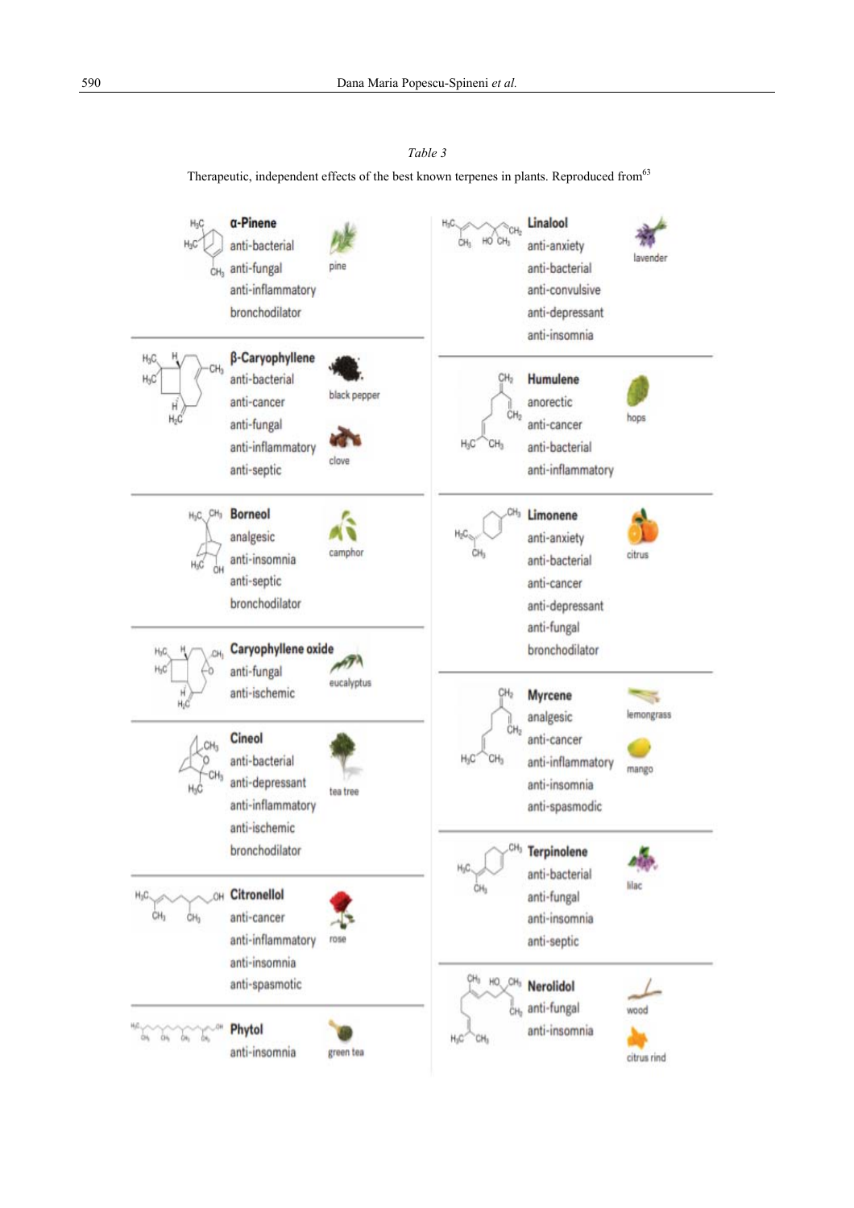*Table 3*

Therapeutic, independent effects of the best known terpenes in plants. Reproduced from[63]

| Terpene | Effects | Source |
|---|---|---|
| **α-Pinene** | anti-bacterial, anti-fungal, anti-inflammatory, bronchodilator | pine |
| **β-Caryophyllene** | anti-bacterial, anti-cancer, anti-fungal, anti-inflammatory, anti-septic | black pepper, clove |
| **Borneol** | analgesic, anti-insomnia, anti-septic, bronchodilator | camphor |
| **Caryophyllene oxide** | anti-fungal, anti-ischemic | eucalyptus |
| **Cineol** | anti-bacterial, anti-depressant, anti-inflammatory, anti-ischemic, bronchodilator | tea tree |
| **Citronellol** | anti-cancer, anti-inflammatory, anti-insomnia, anti-spasmodic | rose |
| **Phytol** | anti-insomnia | green tea |
| **Linalool** | anti-anxiety, anti-bacterial, anti-convulsive, anti-depressant, anti-insomnia | lavender |
| **Humulene** | anorectic, anti-cancer, anti-bacterial, anti-inflammatory | hops |
| **Limonene** | anti-anxiety, anti-bacterial, anti-cancer, anti-depressant, anti-fungal, bronchodilator | citrus |
| **Myrcene** | analgesic, anti-cancer, anti-inflammatory, anti-insomnia, anti-spasmodic | lemongrass, mango |
| **Terpinolene** | anti-bacterial, anti-fungal, anti-insomnia, anti-septic | lilac |
| **Nerolidol** | anti-fungal, anti-insomnia | wood, citrus rind |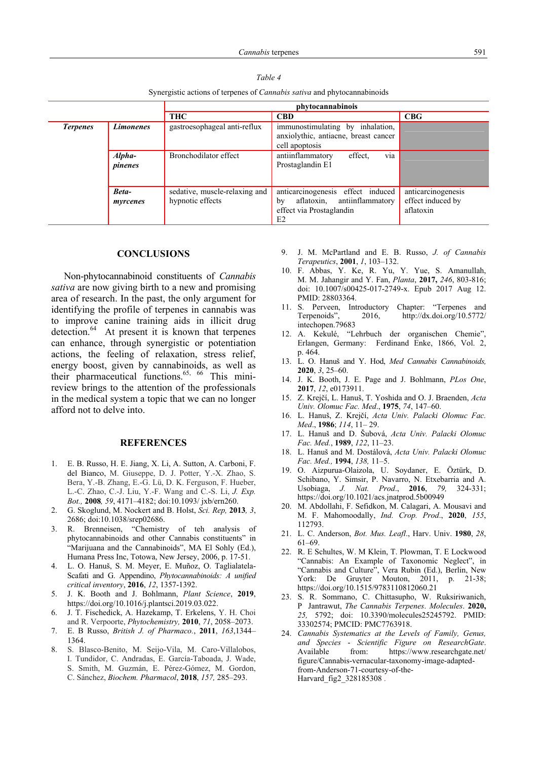*Table 4*

Synergistic actions of terpenes of *Cannabis sativa* and phytocannabinoids

| | | phytocannabinois | | |
|---|---|---|---|---|
| | | **THC** | **CBD** | **CBG** |
| ***Terpenes*** | ***Limonenes*** | gastroesophageal anti-reflux | immunostimulating by inhalation, anxiolythic, antiacne, breast cancer cell apoptosis | |
| | ***Alpha-pinenes*** | Bronchodilator effect | antiinflammatory effect, via Prostaglandin E1 | |
| | ***Beta-myrcenes*** | sedative, muscle-relaxing and hypnotic effects | anticarcinogenesis effect induced by aflatoxin, antiinflammatory effect via Prostaglandin E2 | anticarcinogenesis effect induced by aflatoxin |

## CONCLUSIONS

Non-phytocannabinoid constituents of *Cannabis sativa* are now giving birth to a new and promising area of research. In the past, the only argument for identifying the profile of terpenes in cannabis was to improve canine training aids in illicit drug detection.[64] At present it is known that terpenes can enhance, through synergistic or potentiation actions, the feeling of relaxation, stress relief, energy boost, given by cannabinoids, as well as their pharmaceutical functions.[65, 66] This mini-review brings to the attention of the professionals in the medical system a topic that we can no longer afford not to delve into.

## REFERENCES

1. E. B. Russo, H. E. Jiang, X. Li, A. Sutton, A. Carboni, F. del Bianco, M. Giuseppe, D. J. Potter, Y.-X. Zhao, S. Bera, Y.-B. Zhang, E.-G. Lü, D. K. Ferguson, F. Hueber, L.-C. Zhao, C.-J. Liu, Y.-F. Wang and C.-S. Li, *J. Exp. Bot.,* **2008***, 59*, 4171–4182; doi:10.1093/ jxb/ern260.
2. G. Skoglund, M. Nockert and B. Holst, *Sci. Rep,* **2013***, 3*, 2686; doi:10.1038/srep02686.
3. R. Brenneisen, "Chemistry of teh analysis of phytocannabinoids and other Cannabis constituents" in "Marijuana and the Cannabinoids", MA El Sohly (Ed.), Humana Press Inc, Totowa, New Jersey, 2006, p. 17-51.
4. L. O. Hanuš, S. M. Meyer, E. Muñoz, O. Taglialatela-Scafati and G. Appendino, *Phytocannabinoids: A unified critical inventory*, **2016**, *12*, 1357-1392.
5. J. K. Booth and J. Bohlmann, *Plant Science*, **2019**, https://doi.org/10.1016/j.plantsci.2019.03.022.
6. J. T. Fischedick, A. Hazekamp, T. Erkelens, Y. H. Choi and R. Verpoorte, *Phytochemistry,* **2010**, *71*, 2058–2073.
7. E. B Russo, *British J. of Pharmaco.*, **2011**, *163*,1344–1364.
8. S. Blasco-Benito, M. Seijo-Vila, M. Caro-Villalobos, I. Tundidor, C. Andradas, E. García-Taboada, J. Wade, S. Smith, M. Guzmán, E. Pérez-Gómez, M. Gordon, C. Sánchez, *Biochem. Pharmacol*, **2018**, *157,* 285–293.
9. J. M. McPartland and E. B. Russo, *J. of Cannabis Terapeutics*, **2001**, *1*, 103–132.
10. F. Abbas, Y. Ke, R. Yu, Y. Yue, S. Amanullah, M. M. Jahangir and Y. Fan, *Planta*, **2017,** *246*, 803-816; doi: 10.1007/s00425-017-2749-x. Epub 2017 Aug 12. PMID: 28803364.
11. S. Perveen, Introductory Chapter: "Terpenes and Terpenoids", 2016, http://dx.doi.org/10.5772/ intechopen.79683
12. A. Kekulé, "Lehrbuch der organischen Chemie", Erlangen, Germany: Ferdinand Enke, 1866, Vol. 2, p. 464.
13. L. O. Hanuš and Y. Hod, *Med Cannabis Cannabinoids,* **2020**, *3*, 25–60.
14. J. K. Booth, J. E. Page and J. Bohlmann, *PLos One*, **2017**, *12*, e0173911.
15. Z. Krejčí, L. Hanuš, T. Yoshida and O. J. Braenden, *Acta Univ. Olomuc Fac. Med*., **1975**, *74*, 147–60.
16. L. Hanuš, Z. Krejčí, *Acta Univ. Palacki Olomuc Fac. Med*., **1986**; *114*, 11– 29.
17. L. Hanuš and D. Šubová, *Acta Univ. Palacki Olomuc Fac. Med.*, **1989**, *122*, 11–23.
18. L. Hanuš and M. Dostálová, *Acta Univ. Palacki Olomuc Fac. Med.,* **1994**, *138,* 11–5.
19. O. Aizpurua-Olaizola, U. Soydaner, E. Öztürk, D. Schibano, Y. Simsir, P. Navarro, N. Etxebarria and A. Usobiaga, *J. Nat. Prod*., **2016**, *79,* 324-331; https://doi.org/10.1021/acs.jnatprod.5b00949
20. M. Abdollahi, F. Sefidkon, M. Calagari, A. Mousavi and M. F. Mahomoodally, *Ind. Crop. Prod*., **2020**, *155*, 112793.
21. L. C. Anderson, *Bot. Mus. Leafl*., Harv. Univ. **1980**, *28*, 61–69.
22. R. E Schultes, W. M Klein, T. Plowman, T. E Lockwood "Cannabis: An Example of Taxonomic Neglect", in "Cannabis and Culture", Vera Rubin (Ed.), Berlin, New York: De Gruyter Mouton, 2011, p. 21-38; https://doi.org/10.1515/9783110812060.21
23. S. R. Sommano, C. Chittasupho, W. Ruksiriwanich, P Jantrawut, *The Cannabis Terpenes. Molecules*. **2020,** *25,* 5792; doi: 10.3390/molecules25245792. PMID: 33302574; PMCID: PMC7763918.
24. *Cannabis Systematics at the Levels of Family, Genus, and Species - Scientific Figure on ResearchGate*. Available from: https://www.researchgate.net/ figure/Cannabis-vernacular-taxonomy-image-adapted-from-Anderson-71-courtesy-of-the-Harvard_fig2_328185308 .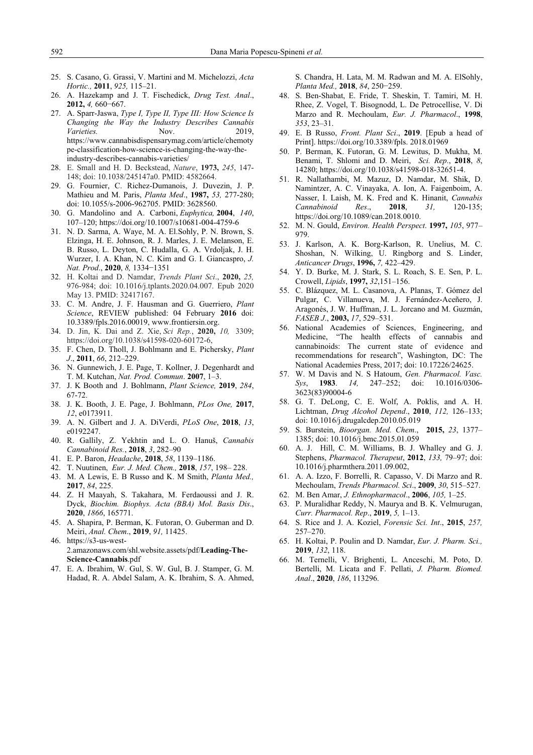25. S. Casano, G. Grassi, V. Martini and M. Michelozzi, *Acta Hortic.,* **2011**, *925,* 115–21.
26. A. Hazekamp and J. T. Fischedick, *Drug Test. Anal*., **2012,** *4,* 660−667.
27. A. Sparr-Jaswa, *Type I, Type II, Type III: How Science Is Changing the Way the Industry Describes Cannabis Varieties.* Nov. 2019, https://www.cannabisdispensarymag.com/article/chemotype-classification-how-science-is-changing-the-way-the-industry-describes-cannabis-varieties/
28. E. Small and H. D. Beckstead, *Nature*, **1973,** *245*, 147-148; doi: 10.1038/245147a0. PMID: 4582664.
29. G. Fournier, C. Richez-Dumanois, J. Duvezin, J. P. Mathieu and M. Paris, *Planta Med*., **1987,** *53,* 277-280; doi: 10.1055/s-2006-962705. PMID: 3628560.
30. G. Mandolino and A. Carboni, *Euphytica,* **2004**, *140*, 107–120; https://doi.org/10.1007/s10681-004-4759-6
31. N. D. Sarma, A. Waye, M. A. El.Sohly, P. N. Brown, S. Elzinga, H. E. Johnson, R. J. Marles, J. E. Melanson, E. B. Russo, L. Deyton, C. Hudalla, G. A. Vrdoljak, J. H. Wurzer, I. A. Khan, N. C. Kim and G. I. Giancaspro, *J. Nat. Prod*., **2020**, *8,* 1334−1351
32. H. Koltai and D. Namdar, *Trends Plant Sci*., **2020,** *25,* 976-984; doi: 10.1016/j.tplants.2020.04.007. Epub 2020 May 13. PMID: 32417167.
33. C. M. Andre, J. F. Hausman and G. Guerriero, *Plant Science*, REVIEW published: 04 February **2016** doi: 10.3389/fpls.2016.00019, www.frontiersin.org.
34. D. Jin, K. Dai and Z. Xie, *Sci Rep.*, **2020,** *10,* 3309; https://doi.org/10.1038/s41598-020-60172-6,
35. F. Chen, D. Tholl, J. Bohlmann and E. Pichersky, *Plant J*., **2011**, *66*, 212–229.
36. N. Gunnewich, J. E. Page, T. Kollner, J. Degenhardt and T. M. Kutchan, *Nat. Prod. Commun*. **2007**, 1–3.
37. J. K Booth and J. Bohlmann, *Plant Science,* **2019**, *284*, 67-72.
38. J. K. Booth, J. E. Page, J. Bohlmann, *PLos One,* **2017**, *12*, e0173911.
39. A. N. Gilbert and J. A. DiVerdi, *PLoS One*, **2018**, *13*, e0192247.
40. R. Gallily, Z. Yekhtin and L. O. Hanuš, *Cannabis Cannabinoid Res.*, **2018**, *3*, 282–90
41. E. P. Baron, *Headache*, **2018**, *58*, 1139–1186.
42. T. Nuutinen, *Eur. J. Med. Chem.,* **2018**, *157*, 198– 228.
43. M. A Lewis, E. B Russo and K. M Smith, *Planta Med.,* **2017**, *84*, 225.
44. Z. H Maayah, S. Takahara, M. Ferdaoussi and J. R. Dyck, *Biochim. Biophys. Acta (BBA) Mol. Basis Dis*., **2020**, *1866*, 165771.
45. A. Shapira, P. Berman, K. Futoran, O. Guberman and D. Meiri, *Anal. Chem*., **2019**, *91,* 11425.
46. https://s3-us-west-2.amazonaws.com/shl.website.assets/pdf/**Leading-The-Science-Cannabis**.pdf
47. E. A. Ibrahim, W. Gul, S. W. Gul, B. J. Stamper, G. M. Hadad, R. A. Abdel Salam, A. K. Ibrahim, S. A. Ahmed, S. Chandra, H. Lata, M. M. Radwan and M. A. ElSohly, *Planta Med.,* **2018**, *84*, 250−259.
48. S. Ben-Shabat, E. Fride, T. Sheskin, T. Tamiri, M. H. Rhee, Z. Vogel, T. Bisognodd, L. De Petrocellise, V. Di Marzo and R. Mechoulam, *Eur. J. Pharmacol*., **1998**, *353*, 23–31.
49. E. B Russo, *Front. Plant Sci*., **2019**. [Epub a head of Print]. https://doi.org/10.3389/fpls. 2018.01969
50. P. Berman, K. Futoran, G. M. Lewitus, D. Mukha, M. Benami, T. Shlomi and D. Meiri, *Sci. Rep.*, **2018**, *8*, 14280; https://doi.org/10.1038/s41598-018-32651-4.
51. R. Nallathambi, M. Mazuz, D. Namdar, M. Shik, D. Namintzer, A. C. Vinayaka, A. Ion, A. Faigenboim, A. Nasser, I. Laish, M. K. Fred and K. Hinanit, *Cannabis Cannabinoid Res*., **2018**, *31,* 120-135; https://doi.org/10.1089/can.2018.0010.
52. M. N. Gould, *Environ. Health Perspect*. **1997,** *105*, 977–979.
53. J. Karlson, A. K. Borg-Karlson, R. Unelius, M. C. Shoshan, N. Wilking, U. Ringborg and S. Linder, *Anticancer Drugs*, **1996,** *7,* 422–429.
54. Y. D. Burke, M. J. Stark, S. L. Roach, S. E. Sen, P. L. Crowell, *Lipids*, **1997,** *32*,151–156.
55. C. Blázquez, M. L. Casanova, A. Planas, T. Gómez del Pulgar, C. Villanueva, M. J. Fernández-Aceñero, J. Aragonés, J. W. Huffman, J. L. Jorcano and M. Guzmán, *FASEB J*., **2003,** *17*, 529–531.
56. National Academies of Sciences, Engineering, and Medicine, "The health effects of cannabis and cannabinoids: The current state of evidence and recommendations for research", Washington, DC: The National Academies Press, 2017; doi: 10.17226/24625.
57. W. M Davis and N. S Hatoum, *Gen. Pharmacol. Vasc. Sys*, **1983**. *14,* 247–252; doi: 10.1016/0306-3623(83)90004-6
58. G. T. DeLong, C. E. Wolf, A. Poklis, and A. H. Lichtman, *Drug Alcohol Depend*., **2010**, *112,* 126–133; doi: 10.1016/j.drugalcdep.2010.05.019
59. S. Burstein, *Bioorgan. Med. Chem*., **2015,** *23*, 1377–1385; doi: 10.1016/j.bmc.2015.01.059
60. A. J. Hill, C. M. Williams, B. J. Whalley and G. J. Stephens, *Pharmacol. Therapeut*, **2012**, *133,* 79–97; doi: 10.1016/j.pharmthera.2011.09.002,
61. A. A. Izzo, F. Borrelli, R. Capasso, V. Di Marzo and R. Mechoulam, *Trends Pharmacol. Sci*., **2009**, *30*, 515–527.
62. M. Ben Amar, *J. Ethnopharmacol*., **2006**, *105,* 1–25.
63. P. Muralidhar Reddy, N. Maurya and B. K. Velmurugan, *Curr. Pharmacol. Rep*., **2019**, *5,* 1–13.
64. S. Rice and J. A. Koziel, *Forensic Sci. Int*., **2015**, *257,* 257–270.
65. H. Koltai, P. Poulin and D. Namdar, *Eur. J. Pharm. Sci.,* **2019**, *132*, 118.
66. M. Ternelli, V. Brighenti, L. Anceschi, M. Poto, D. Bertelli, M. Licata and F. Pellati, *J. Pharm. Biomed. Anal*., **2020**, *186*, 113296.